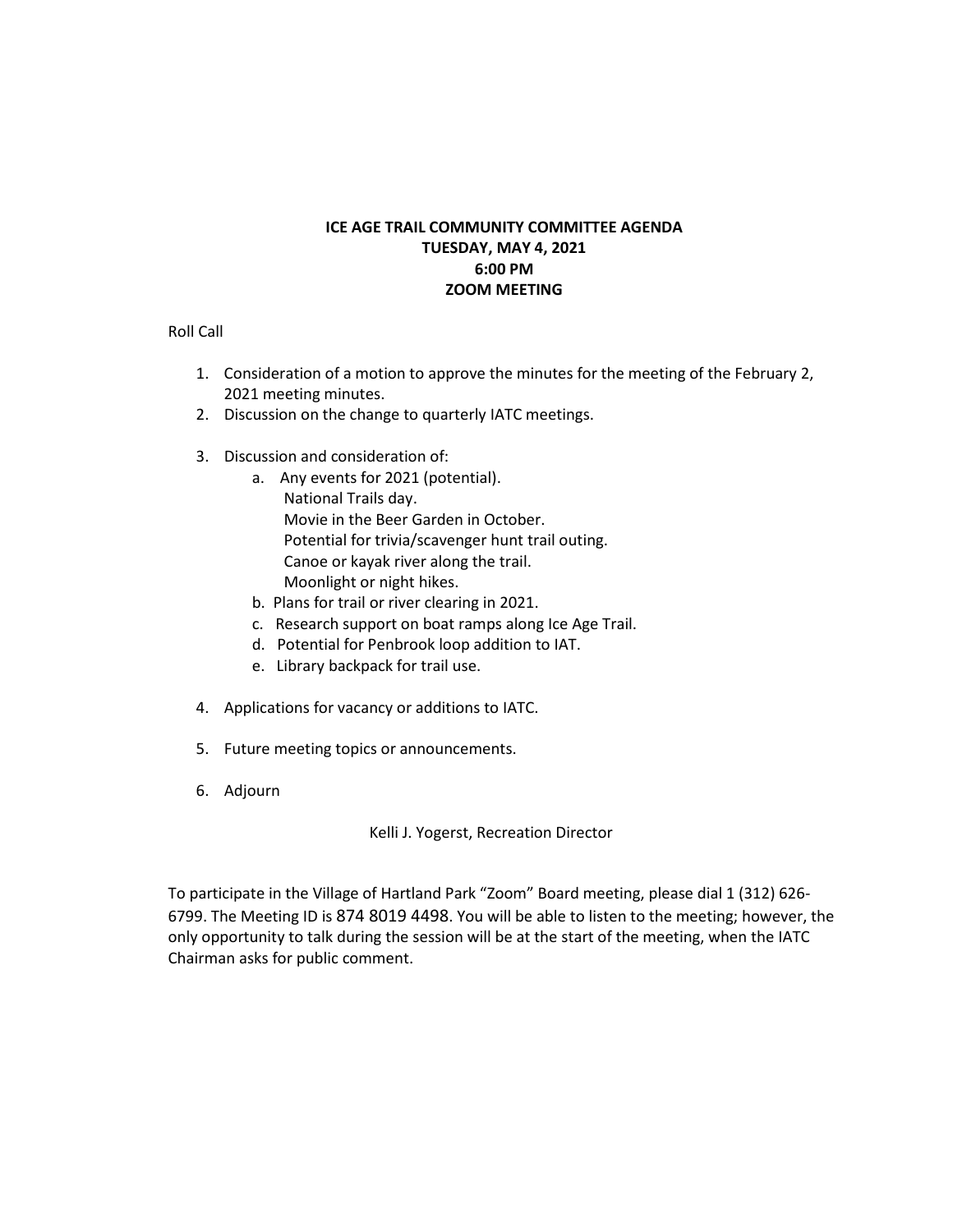**ICE AGE TRAIL COMMUNITY COMMITTEE AGENDA**
**TUESDAY, MAY 4, 2021**
**6:00 PM**
**ZOOM MEETING**

Roll Call

1. Consideration of a motion to approve the minutes for the meeting of the February 2, 2021 meeting minutes.
2. Discussion on the change to quarterly IATC meetings.
3. Discussion and consideration of:
   a. Any events for 2021 (potential).
      National Trails day.
      Movie in the Beer Garden in October.
      Potential for trivia/scavenger hunt trail outing.
      Canoe or kayak river along the trail.
      Moonlight or night hikes.
   b. Plans for trail or river clearing in 2021.
   c. Research support on boat ramps along Ice Age Trail.
   d. Potential for Penbrook loop addition to IAT.
   e. Library backpack for trail use.
4. Applications for vacancy or additions to IATC.
5. Future meeting topics or announcements.
6. Adjourn

Kelli J. Yogerst, Recreation Director

To participate in the Village of Hartland Park "Zoom" Board meeting, please dial 1 (312) 626-6799. The Meeting ID is 874 8019 4498. You will be able to listen to the meeting; however, the only opportunity to talk during the session will be at the start of the meeting, when the IATC Chairman asks for public comment.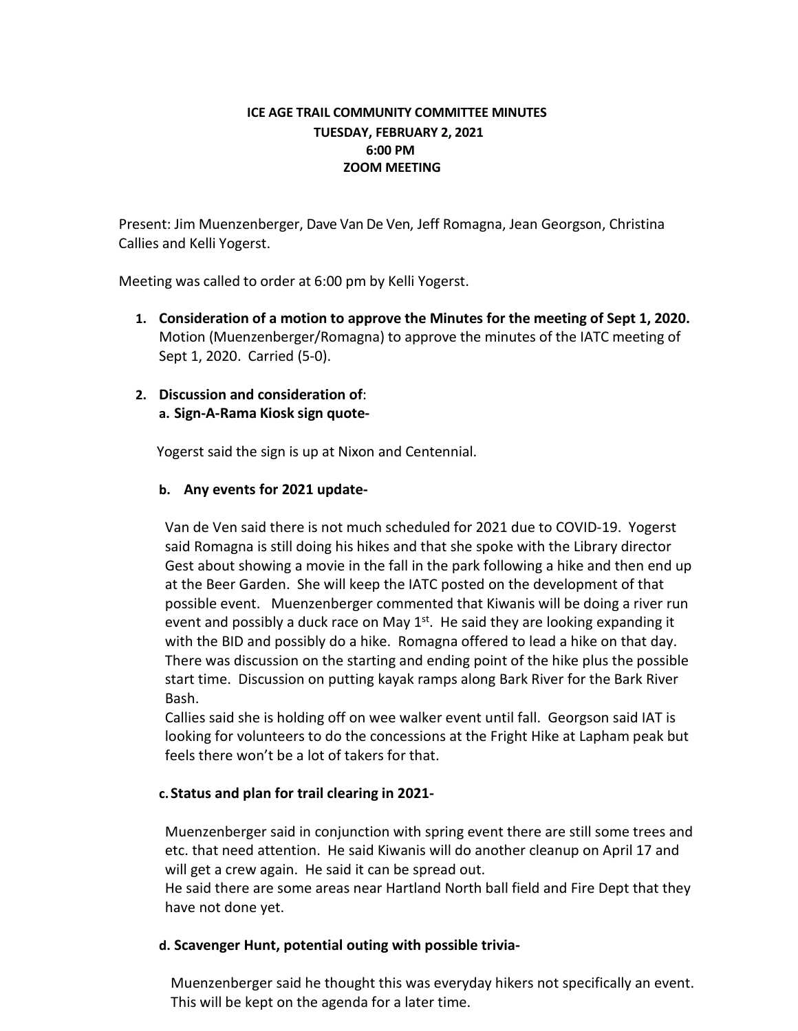**ICE AGE TRAIL COMMUNITY COMMITTEE MINUTES**
**TUESDAY, FEBRUARY 2, 2021**
**6:00 PM**
**ZOOM MEETING**

Present: Jim Muenzenberger, Dave Van De Ven, Jeff Romagna, Jean Georgson, Christina Callies and Kelli Yogerst.

Meeting was called to order at 6:00 pm by Kelli Yogerst.

1. **Consideration of a motion to approve the Minutes for the meeting of Sept 1, 2020.** Motion (Muenzenberger/Romagna) to approve the minutes of the IATC meeting of Sept 1, 2020. Carried (5-0).

2. **Discussion and consideration of**:

   a. **Sign-A-Rama Kiosk sign quote-**

   Yogerst said the sign is up at Nixon and Centennial.

   b. **Any events for 2021 update-**

   Van de Ven said there is not much scheduled for 2021 due to COVID-19. Yogerst said Romagna is still doing his hikes and that she spoke with the Library director Gest about showing a movie in the fall in the park following a hike and then end up at the Beer Garden. She will keep the IATC posted on the development of that possible event. Muenzenberger commented that Kiwanis will be doing a river run event and possibly a duck race on May 1st. He said they are looking expanding it with the BID and possibly do a hike. Romagna offered to lead a hike on that day. There was discussion on the starting and ending point of the hike plus the possible start time. Discussion on putting kayak ramps along Bark River for the Bark River Bash.
   Callies said she is holding off on wee walker event until fall. Georgson said IAT is looking for volunteers to do the concessions at the Fright Hike at Lapham peak but feels there won't be a lot of takers for that.

   c. **Status and plan for trail clearing in 2021-**

   Muenzenberger said in conjunction with spring event there are still some trees and etc. that need attention. He said Kiwanis will do another cleanup on April 17 and will get a crew again. He said it can be spread out.
   He said there are some areas near Hartland North ball field and Fire Dept that they have not done yet.

   d. **Scavenger Hunt, potential outing with possible trivia-**

   Muenzenberger said he thought this was everyday hikers not specifically an event. This will be kept on the agenda for a later time.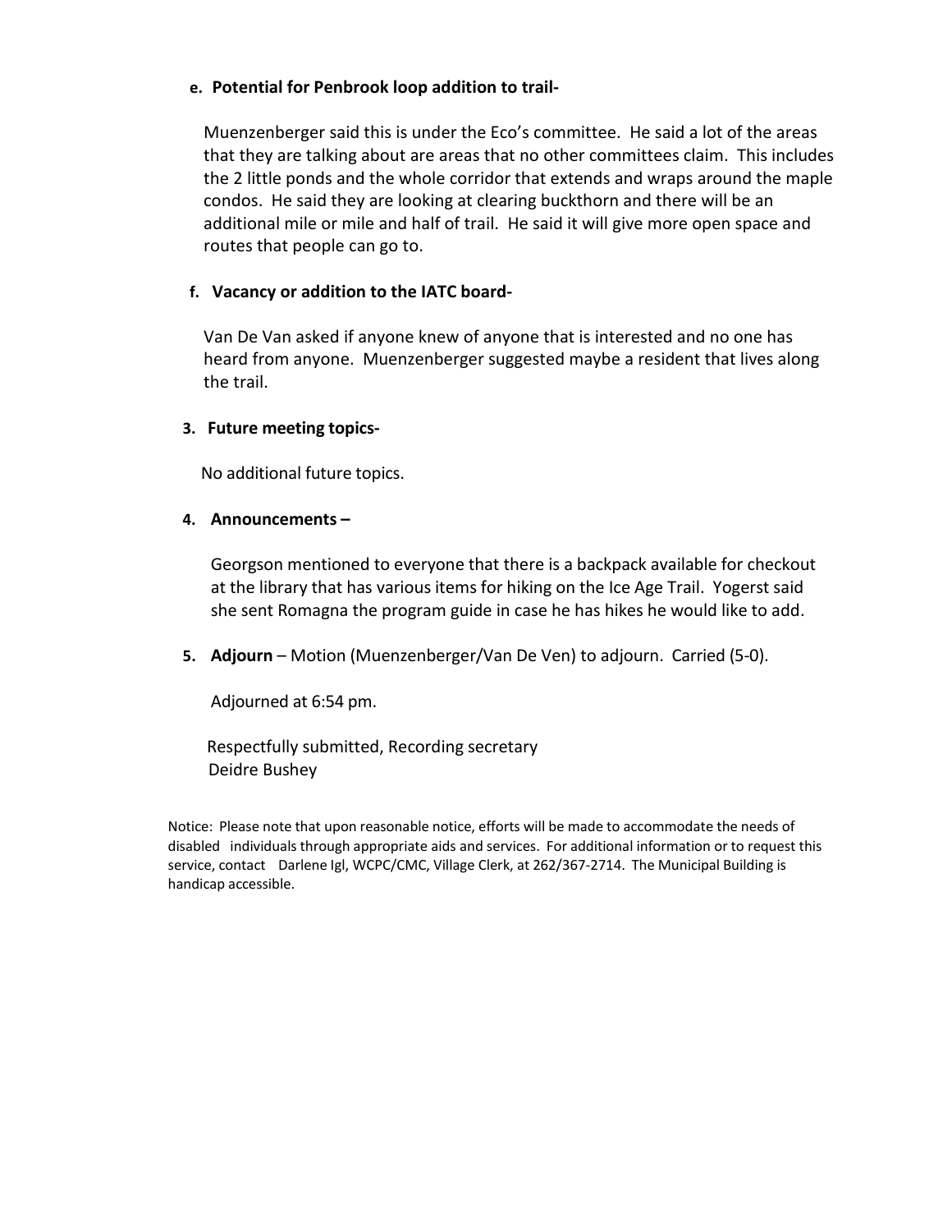**e. Potential for Penbrook loop addition to trail-**

Muenzenberger said this is under the Eco's committee. He said a lot of the areas that they are talking about are areas that no other committees claim. This includes the 2 little ponds and the whole corridor that extends and wraps around the maple condos. He said they are looking at clearing buckthorn and there will be an additional mile or mile and half of trail. He said it will give more open space and routes that people can go to.

**f. Vacancy or addition to the IATC board-**

Van De Van asked if anyone knew of anyone that is interested and no one has heard from anyone. Muenzenberger suggested maybe a resident that lives along the trail.

**3. Future meeting topics-**

No additional future topics.

**4. Announcements –**

Georgson mentioned to everyone that there is a backpack available for checkout at the library that has various items for hiking on the Ice Age Trail. Yogerst said she sent Romagna the program guide in case he has hikes he would like to add.

**5. Adjourn** – Motion (Muenzenberger/Van De Ven) to adjourn. Carried (5-0).

Adjourned at 6:54 pm.

Respectfully submitted, Recording secretary
Deidre Bushey

Notice: Please note that upon reasonable notice, efforts will be made to accommodate the needs of disabled individuals through appropriate aids and services. For additional information or to request this service, contact Darlene Igl, WCPC/CMC, Village Clerk, at 262/367-2714. The Municipal Building is handicap accessible.